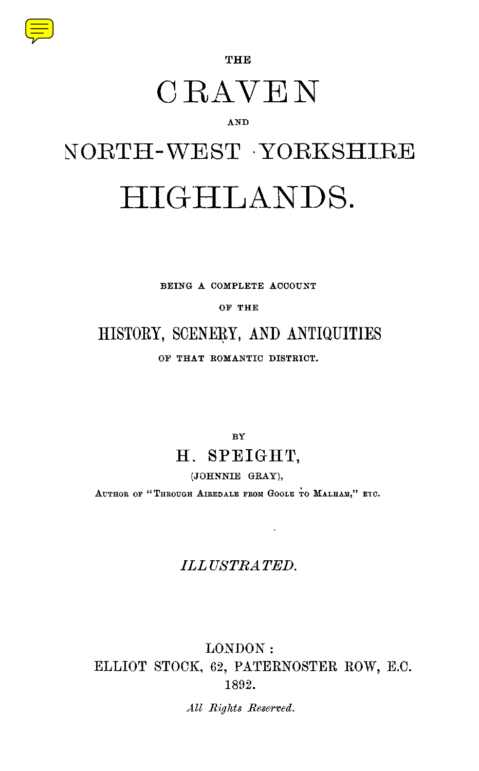THE

# CRAVEN

AND

# NORTH-WEST YORKSHIRE HIGHLANDS.

BEING A COMPLETE ACCOUNT

OF THE

## HISTORY, SCENERY, AND ANTIQUITIES

OF THAT ROMANTIC DISTRICT.

BY

## H. SPEIGHT,

(JOHNNIE GRAY),

AUTHOR OF "THROUGH AIREDALE FROM GOOLE TO MALHAM," ETC.

*ILLUSTRATED.*

LONDON:
ELLIOT STOCK, 62, PATERNOSTER ROW, E.C.
1892.

*All Rights Reserved.*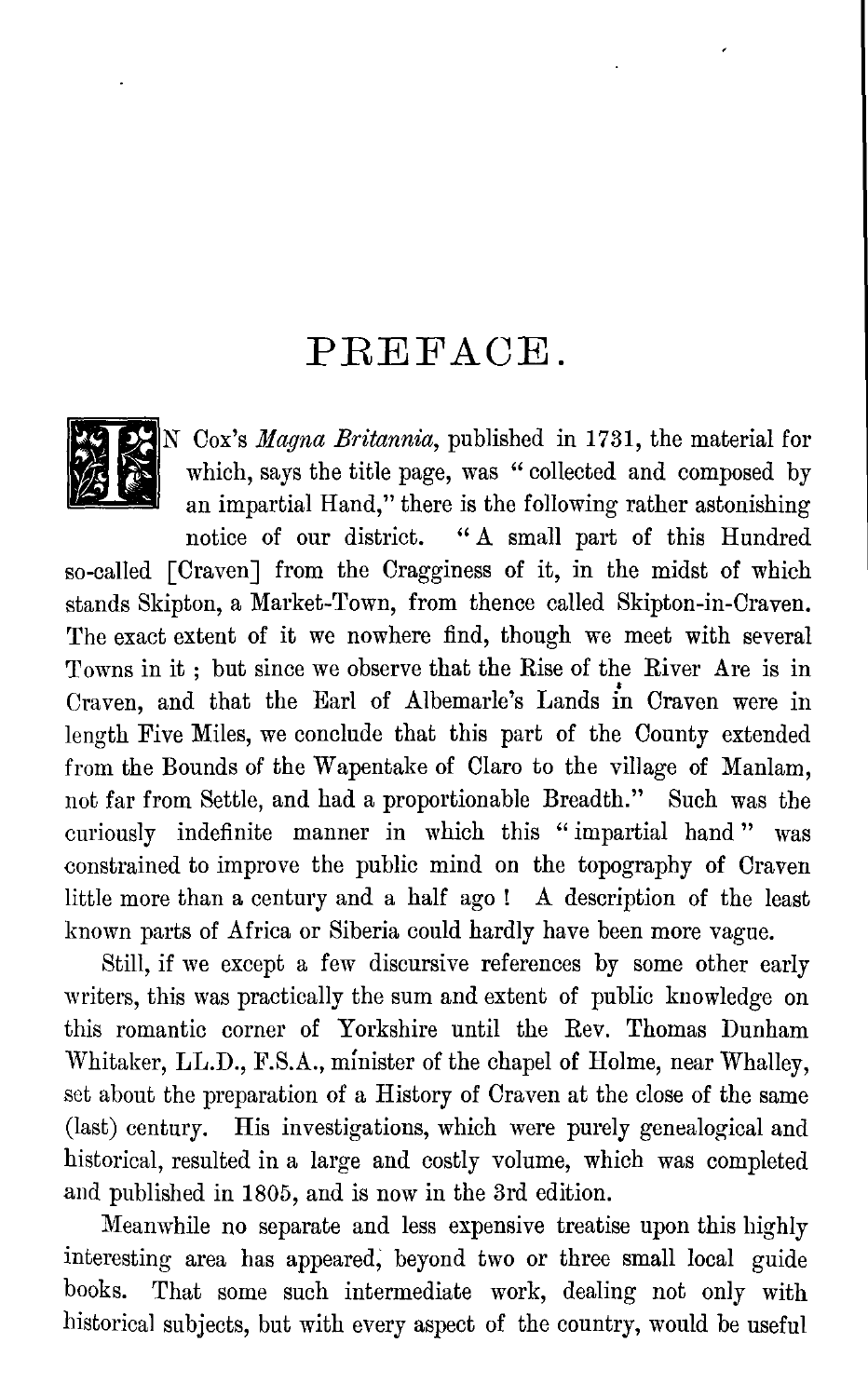# PREFACE.

IN Cox's *Magna Britannia*, published in 1731, the material for which, says the title page, was "collected and composed by an impartial Hand," there is the following rather astonishing notice of our district. "A small part of this Hundred so-called [Craven] from the Cragginess of it, in the midst of which stands Skipton, a Market-Town, from thence called Skipton-in-Craven. The exact extent of it we nowhere find, though we meet with several Towns in it; but since we observe that the Rise of the River Are is in Craven, and that the Earl of Albemarle's Lands in Craven were in length Five Miles, we conclude that this part of the County extended from the Bounds of the Wapentake of Claro to the village of Manlam, not far from Settle, and had a proportionable Breadth." Such was the curiously indefinite manner in which this "impartial hand" was constrained to improve the public mind on the topography of Craven little more than a century and a half ago! A description of the least known parts of Africa or Siberia could hardly have been more vague.

Still, if we except a few discursive references by some other early writers, this was practically the sum and extent of public knowledge on this romantic corner of Yorkshire until the Rev. Thomas Dunham Whitaker, LL.D., F.S.A., minister of the chapel of Holme, near Whalley, set about the preparation of a History of Craven at the close of the same (last) century. His investigations, which were purely genealogical and historical, resulted in a large and costly volume, which was completed and published in 1805, and is now in the 3rd edition.

Meanwhile no separate and less expensive treatise upon this highly interesting area has appeared, beyond two or three small local guide books. That some such intermediate work, dealing not only with historical subjects, but with every aspect of the country, would be useful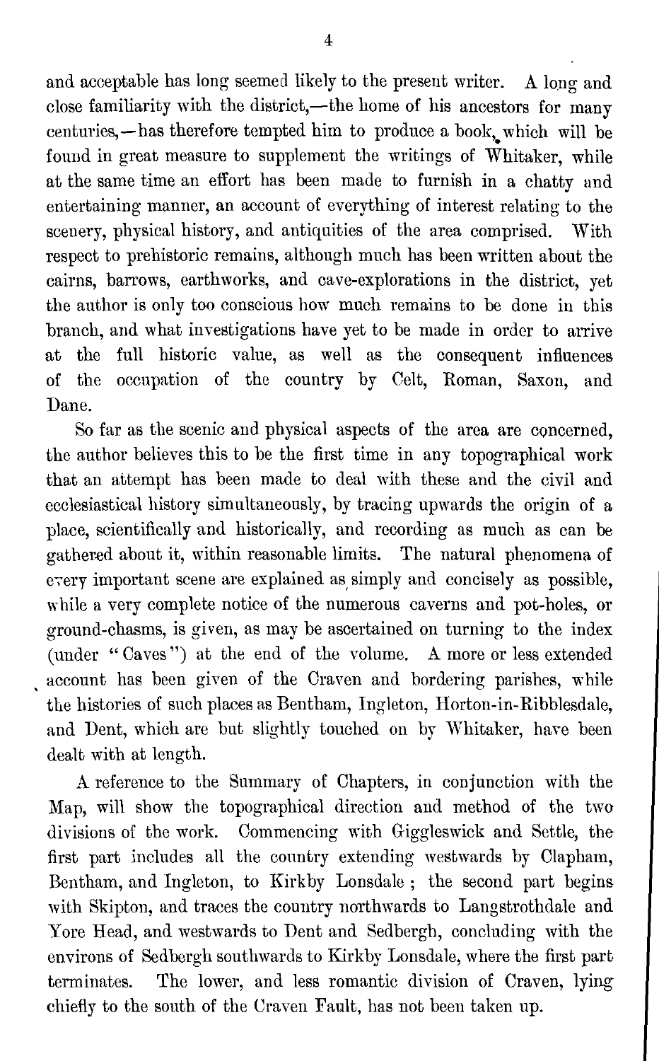and acceptable has long seemed likely to the present writer. A long and close familiarity with the district,—the home of his ancestors for many centuries,—has therefore tempted him to produce a book, which will be found in great measure to supplement the writings of Whitaker, while at the same time an effort has been made to furnish in a chatty and entertaining manner, an account of everything of interest relating to the scenery, physical history, and antiquities of the area comprised. With respect to prehistoric remains, although much has been written about the cairns, barrows, earthworks, and cave-explorations in the district, yet the author is only too conscious how much remains to be done in this branch, and what investigations have yet to be made in order to arrive at the full historic value, as well as the consequent influences of the occupation of the country by Celt, Roman, Saxon, and Dane.

So far as the scenic and physical aspects of the area are concerned, the author believes this to be the first time in any topographical work that an attempt has been made to deal with these and the civil and ecclesiastical history simultaneously, by tracing upwards the origin of a place, scientifically and historically, and recording as much as can be gathered about it, within reasonable limits. The natural phenomena of every important scene are explained as simply and concisely as possible, while a very complete notice of the numerous caverns and pot-holes, or ground-chasms, is given, as may be ascertained on turning to the index (under "Caves") at the end of the volume. A more or less extended account has been given of the Craven and bordering parishes, while the histories of such places as Bentham, Ingleton, Horton-in-Ribblesdale, and Dent, which are but slightly touched on by Whitaker, have been dealt with at length.

A reference to the Summary of Chapters, in conjunction with the Map, will show the topographical direction and method of the two divisions of the work. Commencing with Giggleswick and Settle, the first part includes all the country extending westwards by Clapham, Bentham, and Ingleton, to Kirkby Lonsdale; the second part begins with Skipton, and traces the country northwards to Langstrothdale and Yore Head, and westwards to Dent and Sedbergh, concluding with the environs of Sedbergh southwards to Kirkby Lonsdale, where the first part terminates. The lower, and less romantic division of Craven, lying chiefly to the south of the Craven Fault, has not been taken up.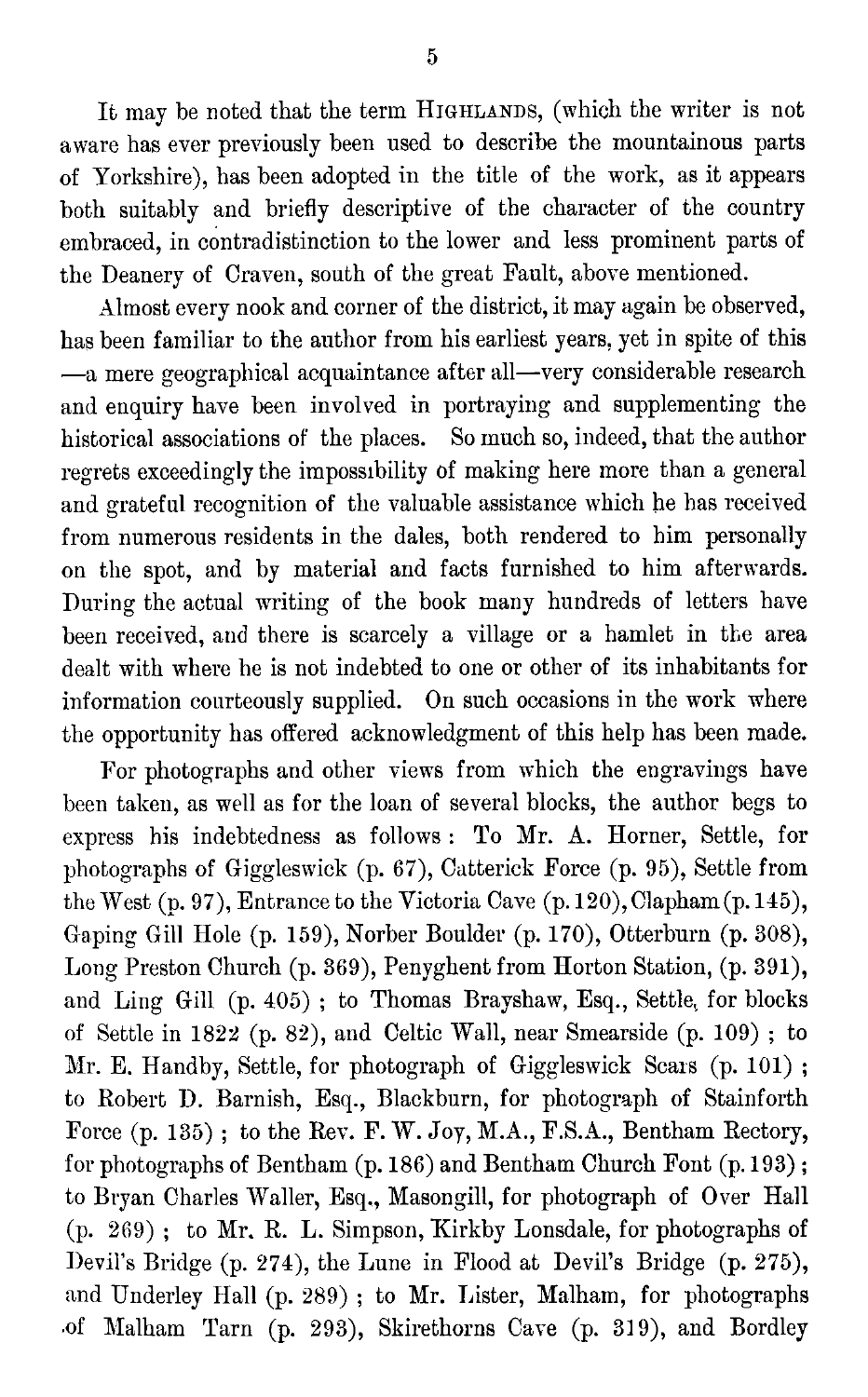It may be noted that the term HIGHLANDS, (which the writer is not aware has ever previously been used to describe the mountainous parts of Yorkshire), has been adopted in the title of the work, as it appears both suitably and briefly descriptive of the character of the country embraced, in contradistinction to the lower and less prominent parts of the Deanery of Craven, south of the great Fault, above mentioned.

Almost every nook and corner of the district, it may again be observed, has been familiar to the author from his earliest years, yet in spite of this —a mere geographical acquaintance after all—very considerable research and enquiry have been involved in portraying and supplementing the historical associations of the places. So much so, indeed, that the author regrets exceedingly the impossibility of making here more than a general and grateful recognition of the valuable assistance which he has received from numerous residents in the dales, both rendered to him personally on the spot, and by material and facts furnished to him afterwards. During the actual writing of the book many hundreds of letters have been received, and there is scarcely a village or a hamlet in the area dealt with where he is not indebted to one or other of its inhabitants for information courteously supplied. On such occasions in the work where the opportunity has offered acknowledgment of this help has been made.

For photographs and other views from which the engravings have been taken, as well as for the loan of several blocks, the author begs to express his indebtedness as follows: To Mr. A. Horner, Settle, for photographs of Giggleswick (p. 67), Catterick Force (p. 95), Settle from the West (p. 97), Entrance to the Victoria Cave (p. 120), Clapham (p. 145), Gaping Gill Hole (p. 159), Norber Boulder (p. 170), Otterburn (p. 308), Long Preston Church (p. 369), Penyghent from Horton Station, (p. 391), and Ling Gill (p. 405); to Thomas Brayshaw, Esq., Settle, for blocks of Settle in 1822 (p. 82), and Celtic Wall, near Smearside (p. 109); to Mr. E. Handby, Settle, for photograph of Giggleswick Scars (p. 101); to Robert D. Barnish, Esq., Blackburn, for photograph of Stainforth Force (p. 135); to the Rev. F. W. Joy, M.A., F.S.A., Bentham Rectory, for photographs of Bentham (p. 186) and Bentham Church Font (p. 193); to Bryan Charles Waller, Esq., Masongill, for photograph of Over Hall (p. 269); to Mr. R. L. Simpson, Kirkby Lonsdale, for photographs of Devil's Bridge (p. 274), the Lune in Flood at Devil's Bridge (p. 275), and Underley Hall (p. 289); to Mr. Lister, Malham, for photographs of Malham Tarn (p. 293), Skirethorns Cave (p. 319), and Bordley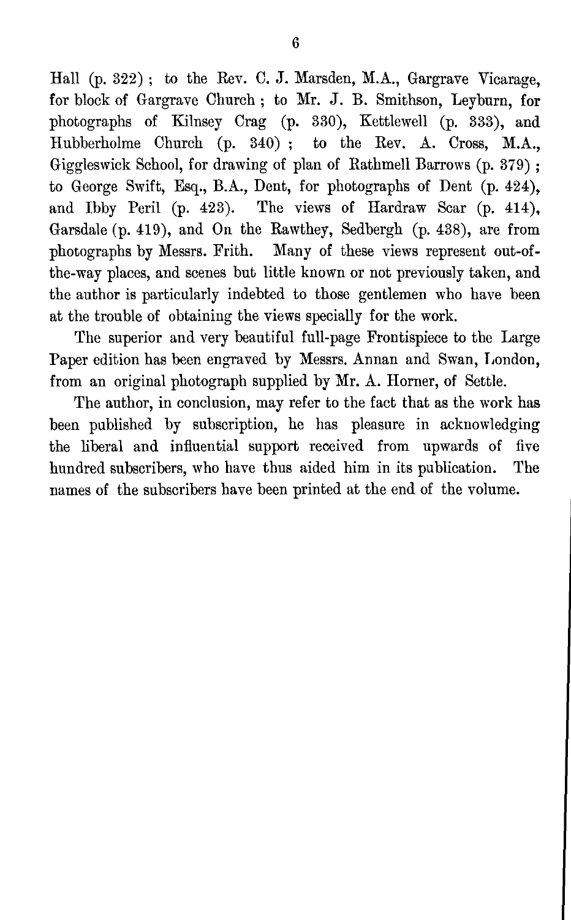Hall (p. 322); to the Rev. C. J. Marsden, M.A., Gargrave Vicarage, for block of Gargrave Church; to Mr. J. B. Smithson, Leyburn, for photographs of Kilnsey Crag (p. 330), Kettlewell (p. 333), and Hubberholme Church (p. 340); to the Rev. A. Cross, M.A., Giggleswick School, for drawing of plan of Rathmell Barrows (p. 379); to George Swift, Esq., B.A., Dent, for photographs of Dent (p. 424), and Ibby Peril (p. 423). The views of Hardraw Scar (p. 414), Garsdale (p. 419), and On the Rawthey, Sedbergh (p. 438), are from photographs by Messrs. Frith. Many of these views represent out-of-the-way places, and scenes but little known or not previously taken, and the author is particularly indebted to those gentlemen who have been at the trouble of obtaining the views specially for the work.

The superior and very beautiful full-page Frontispiece to the Large Paper edition has been engraved by Messrs. Annan and Swan, London, from an original photograph supplied by Mr. A. Horner, of Settle.

The author, in conclusion, may refer to the fact that as the work has been published by subscription, he has pleasure in acknowledging the liberal and influential support received from upwards of five hundred subscribers, who have thus aided him in its publication. The names of the subscribers have been printed at the end of the volume.